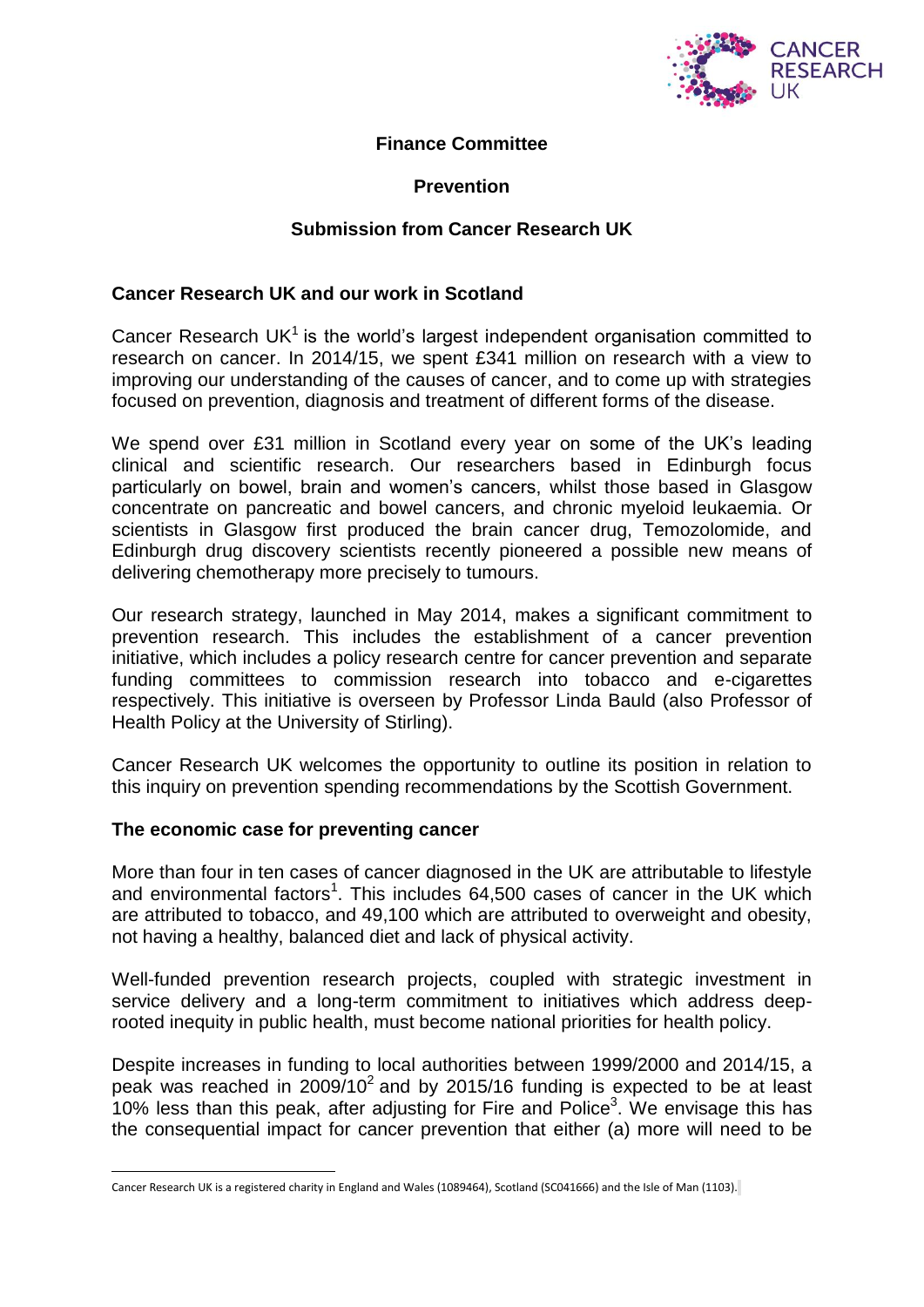**Finance Committee**

**Prevention**

**Submission from Cancer Research UK**

## Cancer Research UK and our work in Scotland

Cancer Research UK[1] is the world's largest independent organisation committed to research on cancer. In 2014/15, we spent £341 million on research with a view to improving our understanding of the causes of cancer, and to come up with strategies focused on prevention, diagnosis and treatment of different forms of the disease.

We spend over £31 million in Scotland every year on some of the UK's leading clinical and scientific research. Our researchers based in Edinburgh focus particularly on bowel, brain and women's cancers, whilst those based in Glasgow concentrate on pancreatic and bowel cancers, and chronic myeloid leukaemia. Or scientists in Glasgow first produced the brain cancer drug, Temozolomide, and Edinburgh drug discovery scientists recently pioneered a possible new means of delivering chemotherapy more precisely to tumours.

Our research strategy, launched in May 2014, makes a significant commitment to prevention research. This includes the establishment of a cancer prevention initiative, which includes a policy research centre for cancer prevention and separate funding committees to commission research into tobacco and e-cigarettes respectively. This initiative is overseen by Professor Linda Bauld (also Professor of Health Policy at the University of Stirling).

Cancer Research UK welcomes the opportunity to outline its position in relation to this inquiry on prevention spending recommendations by the Scottish Government.

## The economic case for preventing cancer

More than four in ten cases of cancer diagnosed in the UK are attributable to lifestyle and environmental factors[1]. This includes 64,500 cases of cancer in the UK which are attributed to tobacco, and 49,100 which are attributed to overweight and obesity, not having a healthy, balanced diet and lack of physical activity.

Well-funded prevention research projects, coupled with strategic investment in service delivery and a long-term commitment to initiatives which address deep-rooted inequity in public health, must become national priorities for health policy.

Despite increases in funding to local authorities between 1999/2000 and 2014/15, a peak was reached in 2009/10[2] and by 2015/16 funding is expected to be at least 10% less than this peak, after adjusting for Fire and Police[3]. We envisage this has the consequential impact for cancer prevention that either (a) more will need to be

---

Cancer Research UK is a registered charity in England and Wales (1089464), Scotland (SC041666) and the Isle of Man (1103).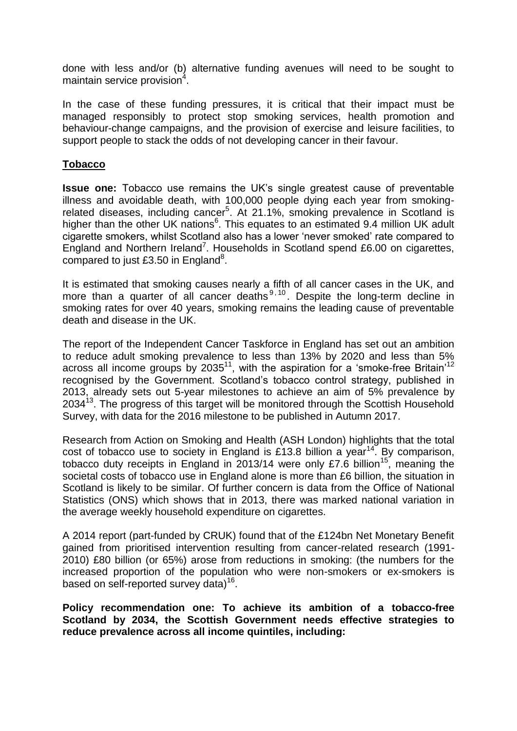done with less and/or (b) alternative funding avenues will need to be sought to maintain service provision[4].

In the case of these funding pressures, it is critical that their impact must be managed responsibly to protect stop smoking services, health promotion and behaviour-change campaigns, and the provision of exercise and leisure facilities, to support people to stack the odds of not developing cancer in their favour.

## Tobacco

**Issue one:** Tobacco use remains the UK's single greatest cause of preventable illness and avoidable death, with 100,000 people dying each year from smoking-related diseases, including cancer[5]. At 21.1%, smoking prevalence in Scotland is higher than the other UK nations[6]. This equates to an estimated 9.4 million UK adult cigarette smokers, whilst Scotland also has a lower 'never smoked' rate compared to England and Northern Ireland[7]. Households in Scotland spend £6.00 on cigarettes, compared to just £3.50 in England[8].

It is estimated that smoking causes nearly a fifth of all cancer cases in the UK, and more than a quarter of all cancer deaths[9,10]. Despite the long-term decline in smoking rates for over 40 years, smoking remains the leading cause of preventable death and disease in the UK.

The report of the Independent Cancer Taskforce in England has set out an ambition to reduce adult smoking prevalence to less than 13% by 2020 and less than 5% across all income groups by 2035[11], with the aspiration for a 'smoke-free Britain'[12] recognised by the Government. Scotland's tobacco control strategy, published in 2013, already sets out 5-year milestones to achieve an aim of 5% prevalence by 2034[13]. The progress of this target will be monitored through the Scottish Household Survey, with data for the 2016 milestone to be published in Autumn 2017.

Research from Action on Smoking and Health (ASH London) highlights that the total cost of tobacco use to society in England is £13.8 billion a year[14]. By comparison, tobacco duty receipts in England in 2013/14 were only £7.6 billion[15], meaning the societal costs of tobacco use in England alone is more than £6 billion, the situation in Scotland is likely to be similar. Of further concern is data from the Office of National Statistics (ONS) which shows that in 2013, there was marked national variation in the average weekly household expenditure on cigarettes.

A 2014 report (part-funded by CRUK) found that of the £124bn Net Monetary Benefit gained from prioritised intervention resulting from cancer-related research (1991-2010) £80 billion (or 65%) arose from reductions in smoking: (the numbers for the increased proportion of the population who were non-smokers or ex-smokers is based on self-reported survey data)[16].

**Policy recommendation one: To achieve its ambition of a tobacco-free Scotland by 2034, the Scottish Government needs effective strategies to reduce prevalence across all income quintiles, including:**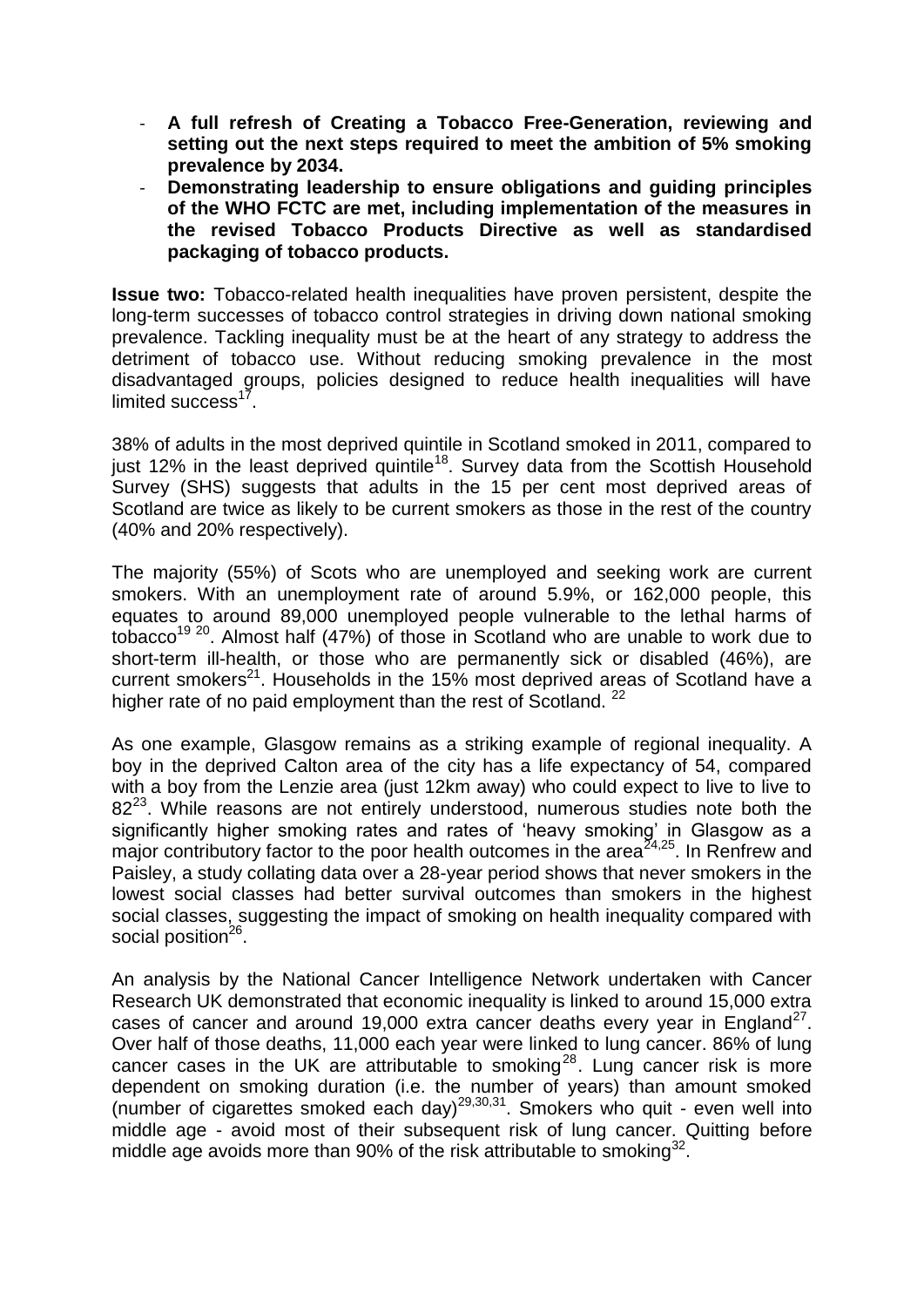- **A full refresh of Creating a Tobacco Free-Generation, reviewing and setting out the next steps required to meet the ambition of 5% smoking prevalence by 2034.**
- **Demonstrating leadership to ensure obligations and guiding principles of the WHO FCTC are met, including implementation of the measures in the revised Tobacco Products Directive as well as standardised packaging of tobacco products.**

**Issue two:** Tobacco-related health inequalities have proven persistent, despite the long-term successes of tobacco control strategies in driving down national smoking prevalence. Tackling inequality must be at the heart of any strategy to address the detriment of tobacco use. Without reducing smoking prevalence in the most disadvantaged groups, policies designed to reduce health inequalities will have limited success[17].

38% of adults in the most deprived quintile in Scotland smoked in 2011, compared to just 12% in the least deprived quintile[18]. Survey data from the Scottish Household Survey (SHS) suggests that adults in the 15 per cent most deprived areas of Scotland are twice as likely to be current smokers as those in the rest of the country (40% and 20% respectively).

The majority (55%) of Scots who are unemployed and seeking work are current smokers. With an unemployment rate of around 5.9%, or 162,000 people, this equates to around 89,000 unemployed people vulnerable to the lethal harms of tobacco[19 20]. Almost half (47%) of those in Scotland who are unable to work due to short-term ill-health, or those who are permanently sick or disabled (46%), are current smokers[21]. Households in the 15% most deprived areas of Scotland have a higher rate of no paid employment than the rest of Scotland. [22]

As one example, Glasgow remains as a striking example of regional inequality. A boy in the deprived Calton area of the city has a life expectancy of 54, compared with a boy from the Lenzie area (just 12km away) who could expect to live to live to 82[23]. While reasons are not entirely understood, numerous studies note both the significantly higher smoking rates and rates of 'heavy smoking' in Glasgow as a major contributory factor to the poor health outcomes in the area[24,25]. In Renfrew and Paisley, a study collating data over a 28-year period shows that never smokers in the lowest social classes had better survival outcomes than smokers in the highest social classes, suggesting the impact of smoking on health inequality compared with social position[26].

An analysis by the National Cancer Intelligence Network undertaken with Cancer Research UK demonstrated that economic inequality is linked to around 15,000 extra cases of cancer and around 19,000 extra cancer deaths every year in England[27]. Over half of those deaths, 11,000 each year were linked to lung cancer. 86% of lung cancer cases in the UK are attributable to smoking[28]. Lung cancer risk is more dependent on smoking duration (i.e. the number of years) than amount smoked (number of cigarettes smoked each day)[29,30,31]. Smokers who quit - even well into middle age - avoid most of their subsequent risk of lung cancer. Quitting before middle age avoids more than 90% of the risk attributable to smoking[32].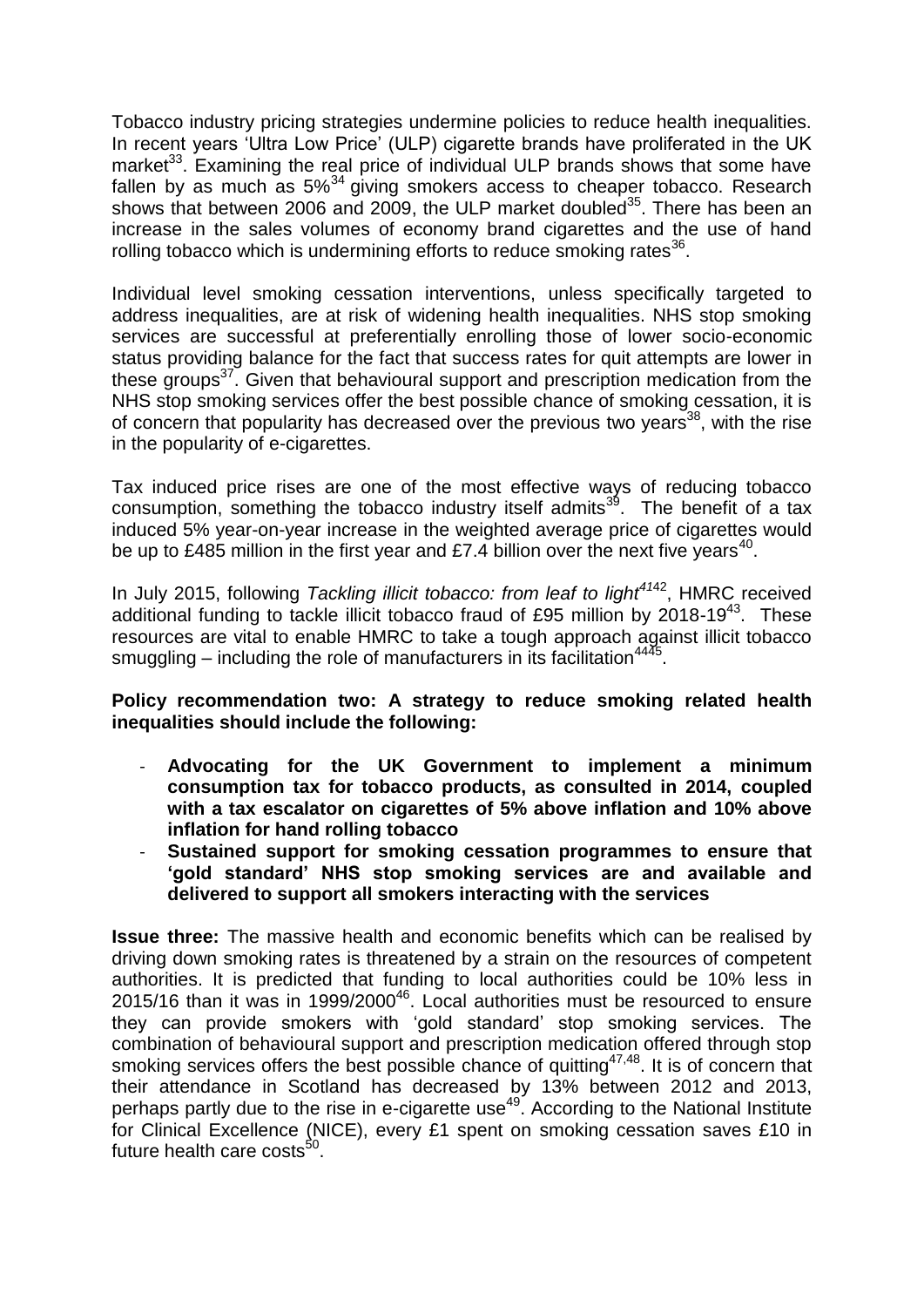Tobacco industry pricing strategies undermine policies to reduce health inequalities. In recent years 'Ultra Low Price' (ULP) cigarette brands have proliferated in the UK market[33]. Examining the real price of individual ULP brands shows that some have fallen by as much as 5%[34] giving smokers access to cheaper tobacco. Research shows that between 2006 and 2009, the ULP market doubled[35]. There has been an increase in the sales volumes of economy brand cigarettes and the use of hand rolling tobacco which is undermining efforts to reduce smoking rates[36].

Individual level smoking cessation interventions, unless specifically targeted to address inequalities, are at risk of widening health inequalities. NHS stop smoking services are successful at preferentially enrolling those of lower socio-economic status providing balance for the fact that success rates for quit attempts are lower in these groups[37]. Given that behavioural support and prescription medication from the NHS stop smoking services offer the best possible chance of smoking cessation, it is of concern that popularity has decreased over the previous two years[38], with the rise in the popularity of e-cigarettes.

Tax induced price rises are one of the most effective ways of reducing tobacco consumption, something the tobacco industry itself admits[39]. The benefit of a tax induced 5% year-on-year increase in the weighted average price of cigarettes would be up to £485 million in the first year and £7.4 billion over the next five years[40].

In July 2015, following *Tackling illicit tobacco: from leaf to light*[41][42], HMRC received additional funding to tackle illicit tobacco fraud of £95 million by 2018-19[43]. These resources are vital to enable HMRC to take a tough approach against illicit tobacco smuggling – including the role of manufacturers in its facilitation[44][45].

**Policy recommendation two: A strategy to reduce smoking related health inequalities should include the following:**

- **Advocating for the UK Government to implement a minimum consumption tax for tobacco products, as consulted in 2014, coupled with a tax escalator on cigarettes of 5% above inflation and 10% above inflation for hand rolling tobacco**
- **Sustained support for smoking cessation programmes to ensure that 'gold standard' NHS stop smoking services are and available and delivered to support all smokers interacting with the services**

**Issue three:** The massive health and economic benefits which can be realised by driving down smoking rates is threatened by a strain on the resources of competent authorities. It is predicted that funding to local authorities could be 10% less in 2015/16 than it was in 1999/2000[46]. Local authorities must be resourced to ensure they can provide smokers with 'gold standard' stop smoking services. The combination of behavioural support and prescription medication offered through stop smoking services offers the best possible chance of quitting[47,48]. It is of concern that their attendance in Scotland has decreased by 13% between 2012 and 2013, perhaps partly due to the rise in e-cigarette use[49]. According to the National Institute for Clinical Excellence (NICE), every £1 spent on smoking cessation saves £10 in future health care costs[50].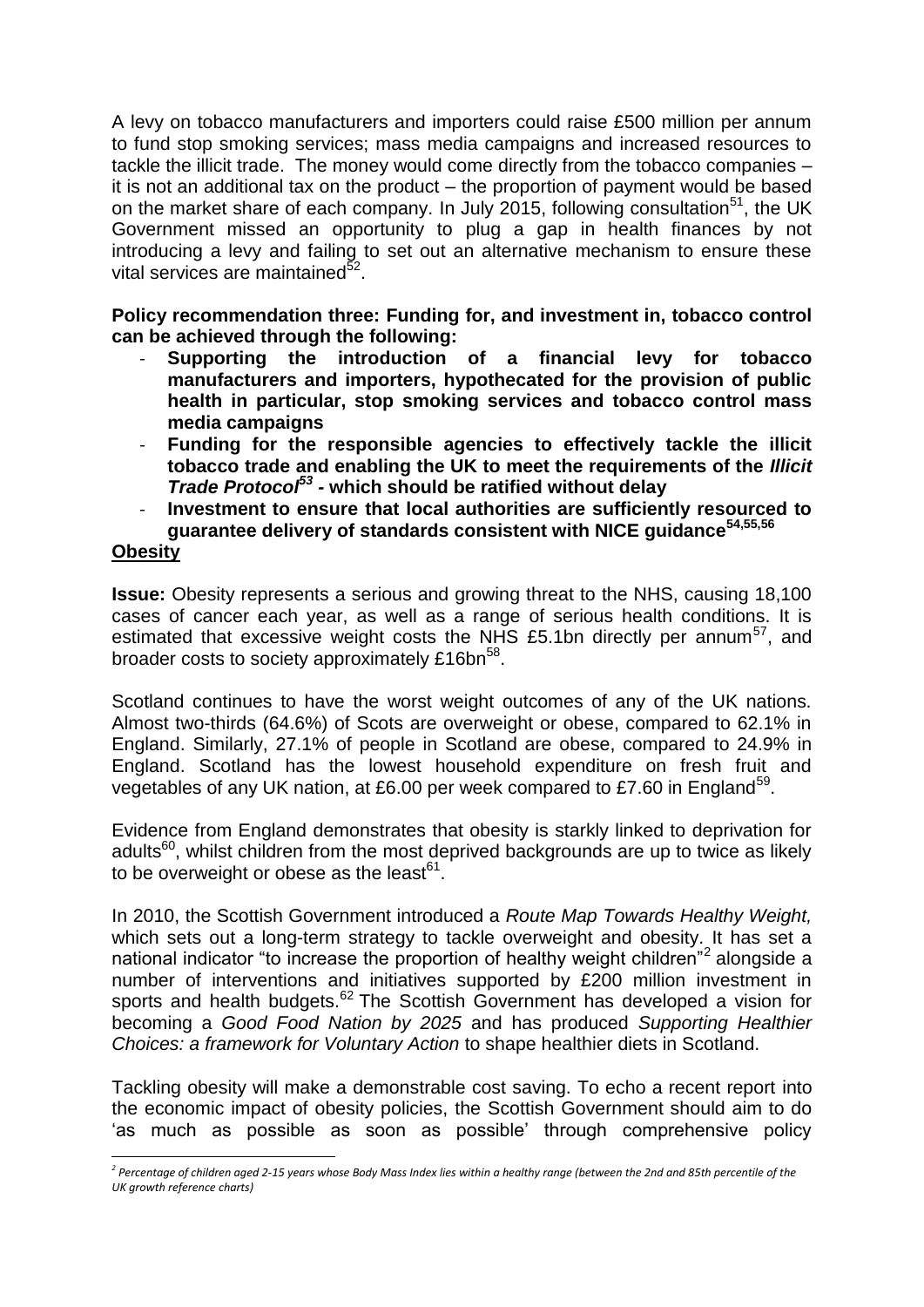A levy on tobacco manufacturers and importers could raise £500 million per annum to fund stop smoking services; mass media campaigns and increased resources to tackle the illicit trade. The money would come directly from the tobacco companies – it is not an additional tax on the product – the proportion of payment would be based on the market share of each company. In July 2015, following consultation[51], the UK Government missed an opportunity to plug a gap in health finances by not introducing a levy and failing to set out an alternative mechanism to ensure these vital services are maintained[52].

**Policy recommendation three: Funding for, and investment in, tobacco control can be achieved through the following:**

- **Supporting the introduction of a financial levy for tobacco manufacturers and importers, hypothecated for the provision of public health in particular, stop smoking services and tobacco control mass media campaigns**
- **Funding for the responsible agencies to effectively tackle the illicit tobacco trade and enabling the UK to meet the requirements of the *Illicit Trade Protocol*[53] - which should be ratified without delay**
- **Investment to ensure that local authorities are sufficiently resourced to guarantee delivery of standards consistent with NICE guidance[54,55,56]**

## Obesity

**Issue:** Obesity represents a serious and growing threat to the NHS, causing 18,100 cases of cancer each year, as well as a range of serious health conditions. It is estimated that excessive weight costs the NHS £5.1bn directly per annum[57], and broader costs to society approximately £16bn[58].

Scotland continues to have the worst weight outcomes of any of the UK nations. Almost two-thirds (64.6%) of Scots are overweight or obese, compared to 62.1% in England. Similarly, 27.1% of people in Scotland are obese, compared to 24.9% in England. Scotland has the lowest household expenditure on fresh fruit and vegetables of any UK nation, at £6.00 per week compared to £7.60 in England[59].

Evidence from England demonstrates that obesity is starkly linked to deprivation for adults[60], whilst children from the most deprived backgrounds are up to twice as likely to be overweight or obese as the least[61].

In 2010, the Scottish Government introduced a *Route Map Towards Healthy Weight,* which sets out a long-term strategy to tackle overweight and obesity. It has set a national indicator "to increase the proportion of healthy weight children"[2] alongside a number of interventions and initiatives supported by £200 million investment in sports and health budgets.[62] The Scottish Government has developed a vision for becoming a *Good Food Nation by 2025* and has produced *Supporting Healthier Choices: a framework for Voluntary Action* to shape healthier diets in Scotland.

Tackling obesity will make a demonstrable cost saving. To echo a recent report into the economic impact of obesity policies, the Scottish Government should aim to do 'as much as possible as soon as possible' through comprehensive policy

---

[2] *Percentage of children aged 2-15 years whose Body Mass Index lies within a healthy range (between the 2nd and 85th percentile of the UK growth reference charts)*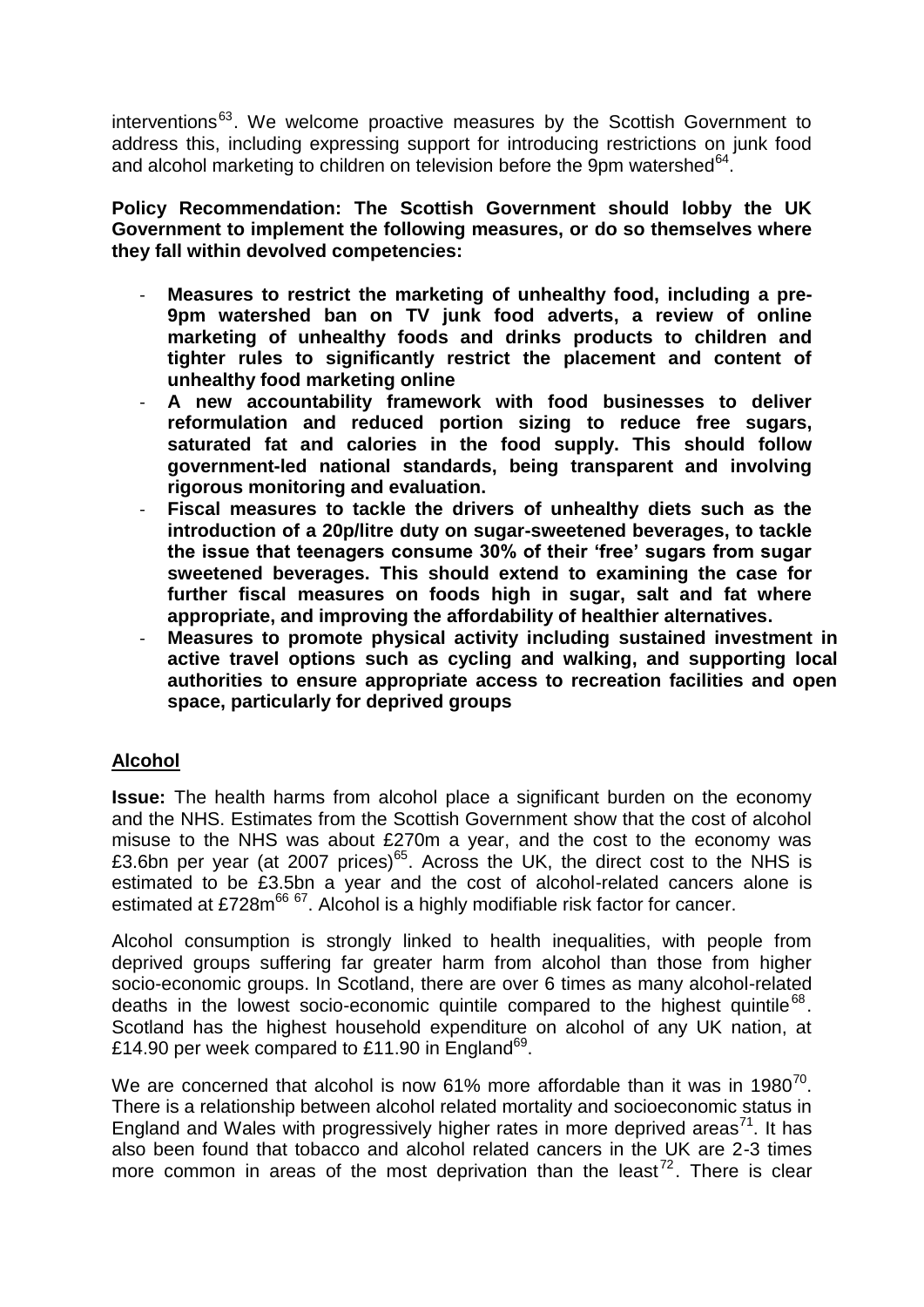interventions[63]. We welcome proactive measures by the Scottish Government to address this, including expressing support for introducing restrictions on junk food and alcohol marketing to children on television before the 9pm watershed[64].

**Policy Recommendation: The Scottish Government should lobby the UK Government to implement the following measures, or do so themselves where they fall within devolved competencies:**

- **Measures to restrict the marketing of unhealthy food, including a pre-9pm watershed ban on TV junk food adverts, a review of online marketing of unhealthy foods and drinks products to children and tighter rules to significantly restrict the placement and content of unhealthy food marketing online**
- **A new accountability framework with food businesses to deliver reformulation and reduced portion sizing to reduce free sugars, saturated fat and calories in the food supply. This should follow government-led national standards, being transparent and involving rigorous monitoring and evaluation.**
- **Fiscal measures to tackle the drivers of unhealthy diets such as the introduction of a 20p/litre duty on sugar-sweetened beverages, to tackle the issue that teenagers consume 30% of their 'free' sugars from sugar sweetened beverages. This should extend to examining the case for further fiscal measures on foods high in sugar, salt and fat where appropriate, and improving the affordability of healthier alternatives.**
- **Measures to promote physical activity including sustained investment in active travel options such as cycling and walking, and supporting local authorities to ensure appropriate access to recreation facilities and open space, particularly for deprived groups**

## Alcohol

**Issue:** The health harms from alcohol place a significant burden on the economy and the NHS. Estimates from the Scottish Government show that the cost of alcohol misuse to the NHS was about £270m a year, and the cost to the economy was £3.6bn per year (at 2007 prices)[65]. Across the UK, the direct cost to the NHS is estimated to be £3.5bn a year and the cost of alcohol-related cancers alone is estimated at £728m[66 67]. Alcohol is a highly modifiable risk factor for cancer.

Alcohol consumption is strongly linked to health inequalities, with people from deprived groups suffering far greater harm from alcohol than those from higher socio-economic groups. In Scotland, there are over 6 times as many alcohol-related deaths in the lowest socio-economic quintile compared to the highest quintile[68]. Scotland has the highest household expenditure on alcohol of any UK nation, at £14.90 per week compared to £11.90 in England[69].

We are concerned that alcohol is now 61% more affordable than it was in 1980[70]. There is a relationship between alcohol related mortality and socioeconomic status in England and Wales with progressively higher rates in more deprived areas[71]. It has also been found that tobacco and alcohol related cancers in the UK are 2-3 times more common in areas of the most deprivation than the least[72]. There is clear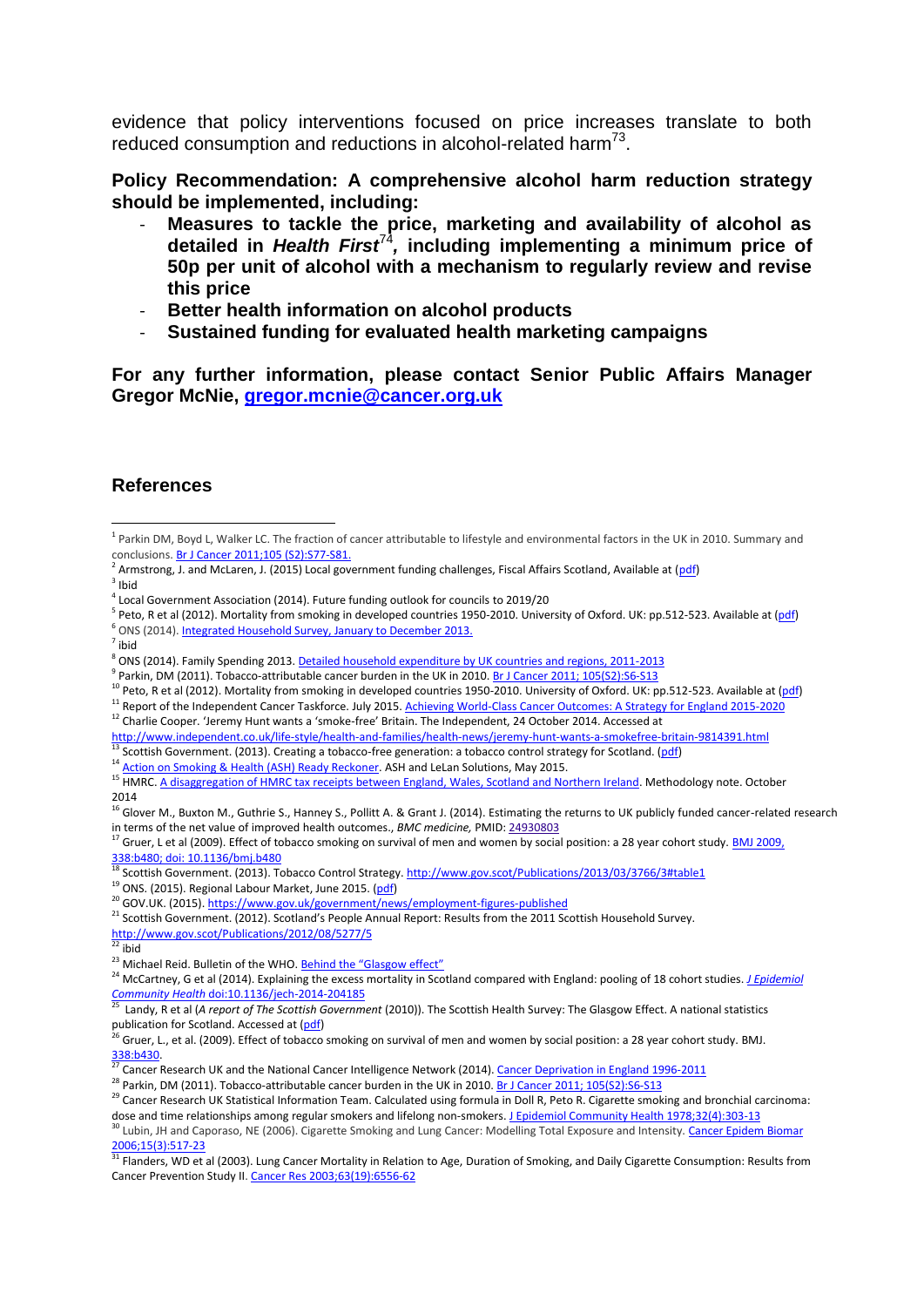evidence that policy interventions focused on price increases translate to both reduced consumption and reductions in alcohol-related harm[73].

**Policy Recommendation: A comprehensive alcohol harm reduction strategy should be implemented, including:**

- **Measures to tackle the price, marketing and availability of alcohol as detailed in *Health First*[74], including implementing a minimum price of 50p per unit of alcohol with a mechanism to regularly review and revise this price**
- **Better health information on alcohol products**
- **Sustained funding for evaluated health marketing campaigns**

**For any further information, please contact Senior Public Affairs Manager Gregor McNie, gregor.mcnie@cancer.org.uk**

## References

[1] Parkin DM, Boyd L, Walker LC. The fraction of cancer attributable to lifestyle and environmental factors in the UK in 2010. Summary and conclusions. Br J Cancer 2011;105 (S2):S77-S81.

[2] Armstrong, J. and McLaren, J. (2015) Local government funding challenges, Fiscal Affairs Scotland, Available at (pdf)

[3] Ibid

[4] Local Government Association (2014). Future funding outlook for councils to 2019/20

[5] Peto, R et al (2012). Mortality from smoking in developed countries 1950-2010. University of Oxford. UK: pp.512-523. Available at (pdf)

[6] ONS (2014). Integrated Household Survey, January to December 2013.

[7] ibid

[8] ONS (2014). Family Spending 2013. Detailed household expenditure by UK countries and regions, 2011-2013

[9] Parkin, DM (2011). Tobacco-attributable cancer burden in the UK in 2010. Br J Cancer 2011; 105(S2):S6-S13

[10] Peto, R et al (2012). Mortality from smoking in developed countries 1950-2010. University of Oxford. UK: pp.512-523. Available at (pdf)

[11] Report of the Independent Cancer Taskforce. July 2015. Achieving World-Class Cancer Outcomes: A Strategy for England 2015-2020

[12] Charlie Cooper. 'Jeremy Hunt wants a 'smoke-free' Britain. The Independent, 24 October 2014. Accessed at http://www.independent.co.uk/life-style/health-and-families/health-news/jeremy-hunt-wants-a-smokefree-britain-9814391.html

[13] Scottish Government. (2013). Creating a tobacco-free generation: a tobacco control strategy for Scotland. (pdf)

[14] Action on Smoking & Health (ASH) Ready Reckoner. ASH and LeLan Solutions, May 2015.

[15] HMRC. A disaggregation of HMRC tax receipts between England, Wales, Scotland and Northern Ireland. Methodology note. October 2014

[16] Glover M., Buxton M., Guthrie S., Hanney S., Pollitt A. & Grant J. (2014). Estimating the returns to UK publicly funded cancer-related research in terms of the net value of improved health outcomes., *BMC medicine,* PMID: 24930803

[17] Gruer, L et al (2009). Effect of tobacco smoking on survival of men and women by social position: a 28 year cohort study. BMJ 2009, 338:b480; doi: 10.1136/bmj.b480

[18] Scottish Government. (2013). Tobacco Control Strategy. http://www.gov.scot/Publications/2013/03/3766/3#table1

[19] ONS. (2015). Regional Labour Market, June 2015. (pdf)

[20] GOV.UK. (2015). https://www.gov.uk/government/news/employment-figures-published

[21] Scottish Government. (2012). Scotland's People Annual Report: Results from the 2011 Scottish Household Survey. http://www.gov.scot/Publications/2012/08/5277/5

[22] ibid

[23] Michael Reid. Bulletin of the WHO. Behind the "Glasgow effect"

[24] McCartney, G et al (2014). Explaining the excess mortality in Scotland compared with England: pooling of 18 cohort studies. *J Epidemiol Community Health* doi:10.1136/jech-2014-204185

[25] Landy, R et al (*A report of The Scottish Government* (2010)). The Scottish Health Survey: The Glasgow Effect. A national statistics publication for Scotland. Accessed at (pdf)

[26] Gruer, L., et al. (2009). Effect of tobacco smoking on survival of men and women by social position: a 28 year cohort study. BMJ. 338:b430.

[27] Cancer Research UK and the National Cancer Intelligence Network (2014). Cancer Deprivation in England 1996-2011

[28] Parkin, DM (2011). Tobacco-attributable cancer burden in the UK in 2010. Br J Cancer 2011; 105(S2):S6-S13

[29] Cancer Research UK Statistical Information Team. Calculated using formula in Doll R, Peto R. Cigarette smoking and bronchial carcinoma: dose and time relationships among regular smokers and lifelong non-smokers. J Epidemiol Community Health 1978;32(4):303-13

[30] Lubin, JH and Caporaso, NE (2006). Cigarette Smoking and Lung Cancer: Modelling Total Exposure and Intensity. Cancer Epidem Biomar 2006;15(3):517-23

[31] Flanders, WD et al (2003). Lung Cancer Mortality in Relation to Age, Duration of Smoking, and Daily Cigarette Consumption: Results from Cancer Prevention Study II. Cancer Res 2003;63(19):6556-62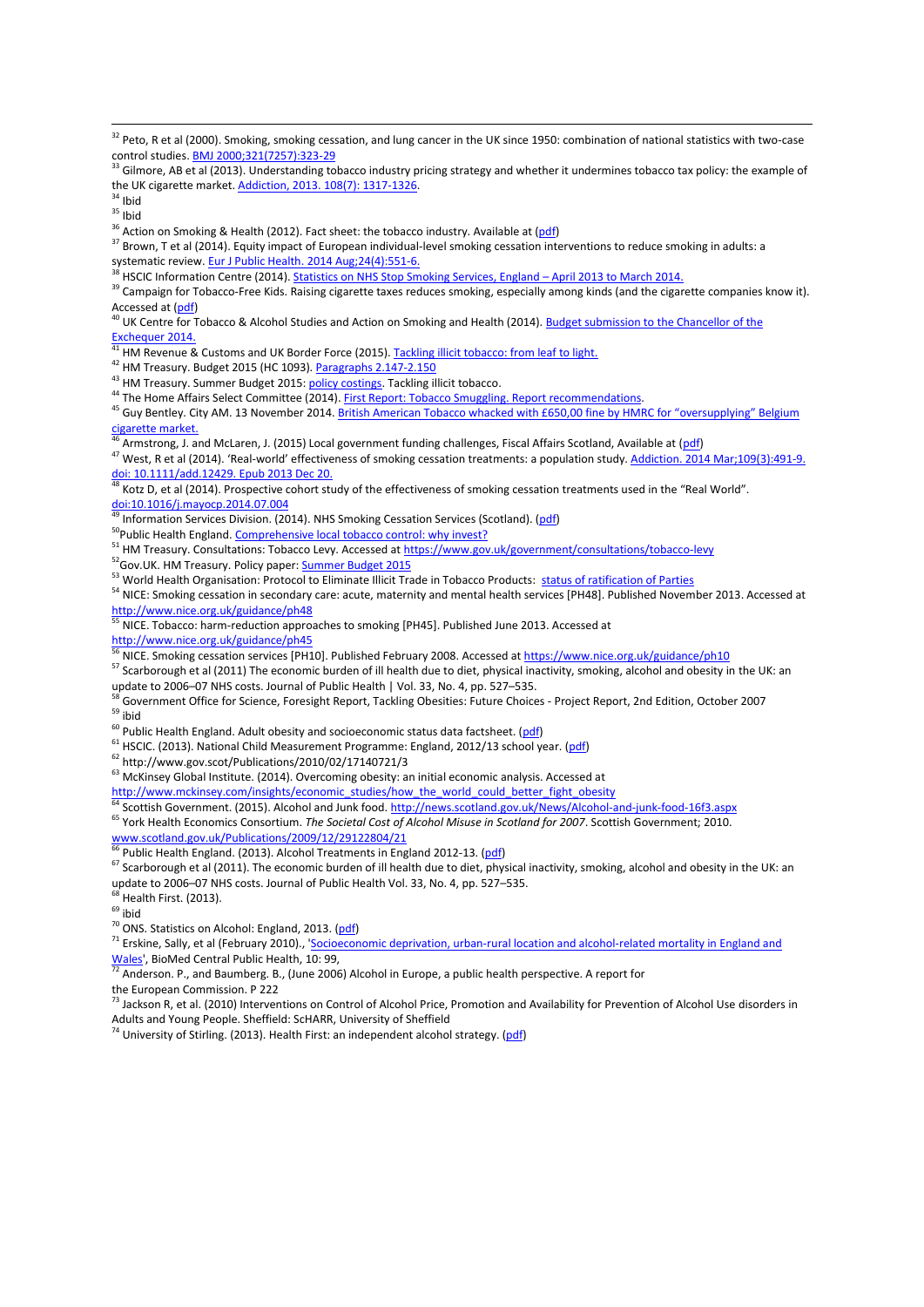[32] Peto, R et al (2000). Smoking, smoking cessation, and lung cancer in the UK since 1950: combination of national statistics with two-case control studies. BMJ 2000;321(7257):323-29

[33] Gilmore, AB et al (2013). Understanding tobacco industry pricing strategy and whether it undermines tobacco tax policy: the example of the UK cigarette market. Addiction, 2013. 108(7): 1317-1326.

[34] Ibid

[35] Ibid

[36] Action on Smoking & Health (2012). Fact sheet: the tobacco industry. Available at (pdf)

[37] Brown, T et al (2014). Equity impact of European individual-level smoking cessation interventions to reduce smoking in adults: a systematic review. Eur J Public Health. 2014 Aug;24(4):551-6.

[38] HSCIC Information Centre (2014). Statistics on NHS Stop Smoking Services, England – April 2013 to March 2014.

[39] Campaign for Tobacco-Free Kids. Raising cigarette taxes reduces smoking, especially among kinds (and the cigarette companies know it). Accessed at (pdf)

[40] UK Centre for Tobacco & Alcohol Studies and Action on Smoking and Health (2014). Budget submission to the Chancellor of the Exchequer 2014.

[41] HM Revenue & Customs and UK Border Force (2015). Tackling illicit tobacco: from leaf to light.

[42] HM Treasury. Budget 2015 (HC 1093). Paragraphs 2.147-2.150

[43] HM Treasury. Summer Budget 2015: policy costings. Tackling illicit tobacco.

[44] The Home Affairs Select Committee (2014). First Report: Tobacco Smuggling. Report recommendations.

[45] Guy Bentley. City AM. 13 November 2014. British American Tobacco whacked with £650,00 fine by HMRC for "oversupplying" Belgium cigarette market.

[46] Armstrong, J. and McLaren, J. (2015) Local government funding challenges, Fiscal Affairs Scotland, Available at (pdf)

[47] West, R et al (2014). 'Real-world' effectiveness of smoking cessation treatments: a population study. Addiction. 2014 Mar;109(3):491-9. doi: 10.1111/add.12429. Epub 2013 Dec 20.

[48] Kotz D, et al (2014). Prospective cohort study of the effectiveness of smoking cessation treatments used in the "Real World". doi:10.1016/j.mayocp.2014.07.004

[49] Information Services Division. (2014). NHS Smoking Cessation Services (Scotland). (pdf)

[50] Public Health England. Comprehensive local tobacco control: why invest?

[51] HM Treasury. Consultations: Tobacco Levy. Accessed at https://www.gov.uk/government/consultations/tobacco-levy

[52] Gov.UK. HM Treasury. Policy paper: Summer Budget 2015

[53] World Health Organisation: Protocol to Eliminate Illicit Trade in Tobacco Products: status of ratification of Parties

[54] NICE: Smoking cessation in secondary care: acute, maternity and mental health services [PH48]. Published November 2013. Accessed at http://www.nice.org.uk/guidance/ph48

[55] NICE. Tobacco: harm-reduction approaches to smoking [PH45]. Published June 2013. Accessed at http://www.nice.org.uk/guidance/ph45

[56] NICE. Smoking cessation services [PH10]. Published February 2008. Accessed at https://www.nice.org.uk/guidance/ph10

[57] Scarborough et al (2011) The economic burden of ill health due to diet, physical inactivity, smoking, alcohol and obesity in the UK: an update to 2006–07 NHS costs. Journal of Public Health | Vol. 33, No. 4, pp. 527–535.

[58] Government Office for Science, Foresight Report, Tackling Obesities: Future Choices - Project Report, 2nd Edition, October 2007

[59] ibid

[60] Public Health England. Adult obesity and socioeconomic status data factsheet. (pdf)

[61] HSCIC. (2013). National Child Measurement Programme: England, 2012/13 school year. (pdf)

[62] http://www.gov.scot/Publications/2010/02/17140721/3

[63] McKinsey Global Institute. (2014). Overcoming obesity: an initial economic analysis. Accessed at http://www.mckinsey.com/insights/economic_studies/how_the_world_could_better_fight_obesity

[64] Scottish Government. (2015). Alcohol and Junk food. http://news.scotland.gov.uk/News/Alcohol-and-junk-food-16f3.aspx

[65] York Health Economics Consortium. *The Societal Cost of Alcohol Misuse in Scotland for 2007*. Scottish Government; 2010. www.scotland.gov.uk/Publications/2009/12/29122804/21

[66] Public Health England. (2013). Alcohol Treatments in England 2012-13. (pdf)

[67] Scarborough et al (2011). The economic burden of ill health due to diet, physical inactivity, smoking, alcohol and obesity in the UK: an update to 2006–07 NHS costs. Journal of Public Health Vol. 33, No. 4, pp. 527–535.

[68] Health First. (2013).

[69] ibid

[70] ONS. Statistics on Alcohol: England, 2013. (pdf)

[71] Erskine, Sally, et al (February 2010)., 'Socioeconomic deprivation, urban-rural location and alcohol-related mortality in England and Wales', BioMed Central Public Health, 10: 99,

[72] Anderson. P., and Baumberg. B., (June 2006) Alcohol in Europe, a public health perspective. A report for the European Commission. P 222

[73] Jackson R, et al. (2010) Interventions on Control of Alcohol Price, Promotion and Availability for Prevention of Alcohol Use disorders in Adults and Young People. Sheffield: ScHARR, University of Sheffield

[74] University of Stirling. (2013). Health First: an independent alcohol strategy. (pdf)